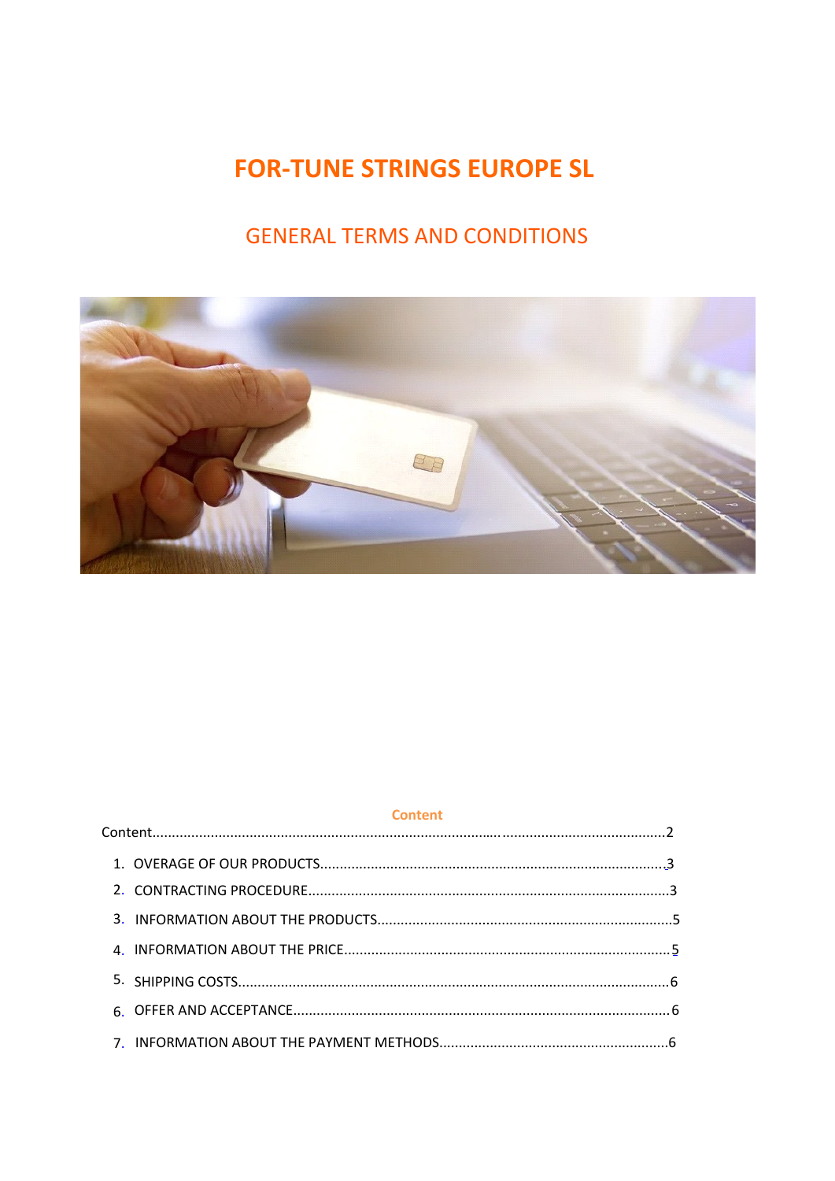# FOR-TUNE STRINGS EUROPE SL

## GENERAL TERMS AND CONDITIONS

### Content

Content....................................................................................................................2

1. OVERAGE OF OUR PRODUCTS..........................................................................3
2. CONTRACTING PROCEDURE.............................................................................3
3. INFORMATION ABOUT THE PRODUCTS...........................................................5
4. INFORMATION ABOUT THE PRICE...................................................................5
5. SHIPPING COSTS...............................................................................................6
6. OFFER AND ACCEPTANCE.................................................................................6
7. INFORMATION ABOUT THE PAYMENT METHODS...........................................6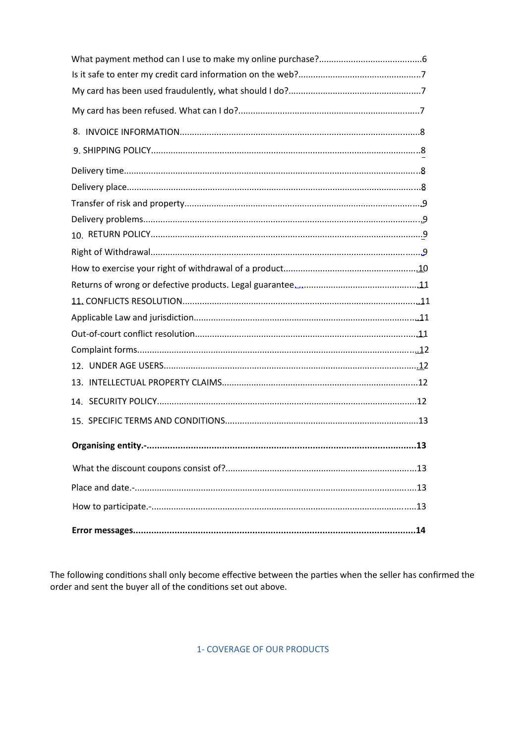What payment method can I use to make my online purchase?..........................................6

Is it safe to enter my credit card information on the web?..................................................7

My card has been used fraudulently, what should I do?......................................................7

My card has been refused. What can I do?.........................................................................7

8. INVOICE INFORMATION.................................................................................................8

9. SHIPPING POLICY.............................................................................................................8

Delivery time........................................................................................................................8

Delivery place.......................................................................................................................8

Transfer of risk and property................................................................................................9

Delivery problems.................................................................................................................9

10. RETURN POLICY..............................................................................................................9

Right of Withdrawal..............................................................................................................9

How to exercise your right of withdrawal of a product.......................................................10

Returns of wrong or defective products. Legal guarantee..................................................11

11. CONFLICTS RESOLUTION..............................................................................................11

Applicable Law and jurisdiction...........................................................................................11

Out-of-court conflict resolution............................................................................................11

Complaint forms..................................................................................................................12

12. UNDER AGE USERS........................................................................................................12

13. INTELLECTUAL PROPERTY CLAIMS...............................................................................12

14. SECURITY POLICY..........................................................................................................12

15. SPECIFIC TERMS AND CONDITIONS...............................................................................13

**Organising entity.-.......................................................................................................13**

What the discount coupons consist of?..............................................................................13

Place and date.-..................................................................................................................13

How to participate.-............................................................................................................13

**Error messages..............................................................................................................14**

The following conditions shall only become effective between the parties when the seller has confirmed the order and sent the buyer all of the conditions set out above.

## 1- COVERAGE OF OUR PRODUCTS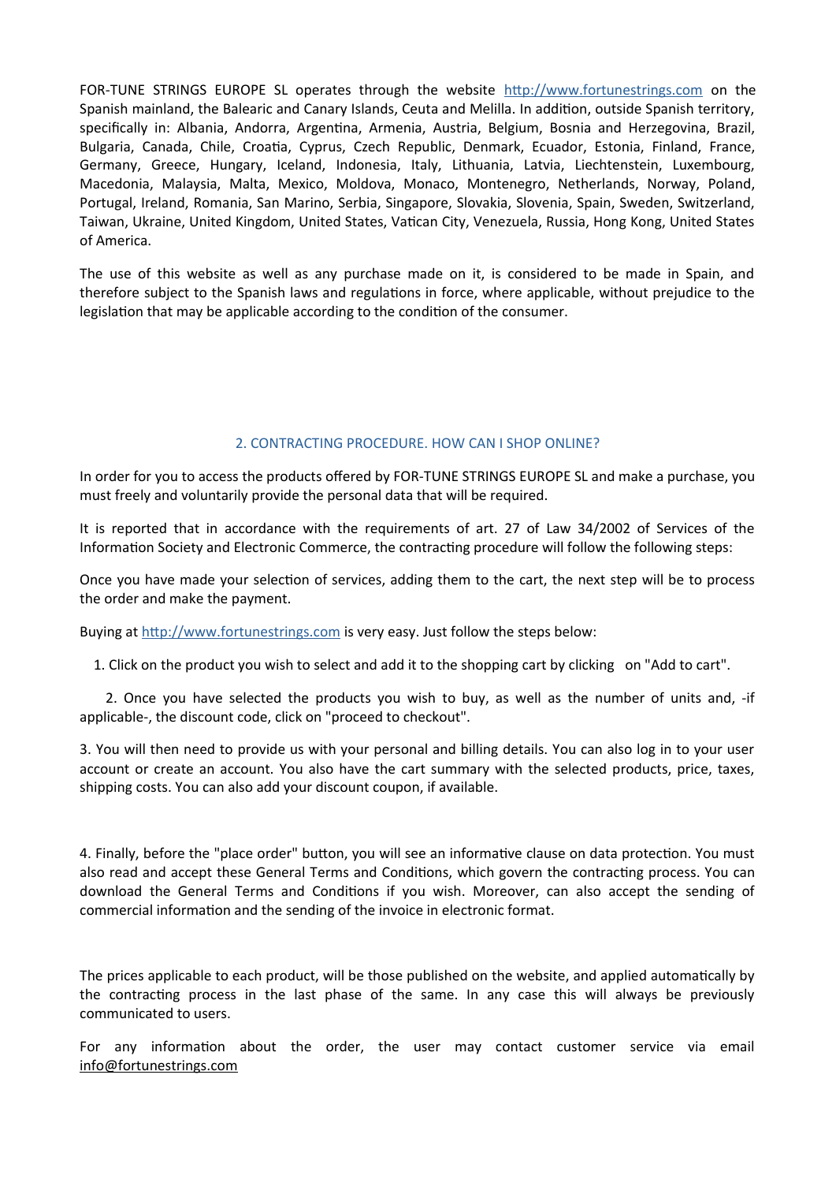FOR-TUNE STRINGS EUROPE SL operates through the website [http://www.fortunestrings.com](http://www.fortunestrings.com) on the Spanish mainland, the Balearic and Canary Islands, Ceuta and Melilla. In addition, outside Spanish territory, specifically in: Albania, Andorra, Argentina, Armenia, Austria, Belgium, Bosnia and Herzegovina, Brazil, Bulgaria, Canada, Chile, Croatia, Cyprus, Czech Republic, Denmark, Ecuador, Estonia, Finland, France, Germany, Greece, Hungary, Iceland, Indonesia, Italy, Lithuania, Latvia, Liechtenstein, Luxembourg, Macedonia, Malaysia, Malta, Mexico, Moldova, Monaco, Montenegro, Netherlands, Norway, Poland, Portugal, Ireland, Romania, San Marino, Serbia, Singapore, Slovakia, Slovenia, Spain, Sweden, Switzerland, Taiwan, Ukraine, United Kingdom, United States, Vatican City, Venezuela, Russia, Hong Kong, United States of America.

The use of this website as well as any purchase made on it, is considered to be made in Spain, and therefore subject to the Spanish laws and regulations in force, where applicable, without prejudice to the legislation that may be applicable according to the condition of the consumer.

## 2. CONTRACTING PROCEDURE. HOW CAN I SHOP ONLINE?

In order for you to access the products offered by FOR-TUNE STRINGS EUROPE SL and make a purchase, you must freely and voluntarily provide the personal data that will be required.

It is reported that in accordance with the requirements of art. 27 of Law 34/2002 of Services of the Information Society and Electronic Commerce, the contracting procedure will follow the following steps:

Once you have made your selection of services, adding them to the cart, the next step will be to process the order and make the payment.

Buying at [http://www.fortunestrings.com](http://www.fortunestrings.com) is very easy. Just follow the steps below:

1. Click on the product you wish to select and add it to the shopping cart by clicking on "Add to cart".

2. Once you have selected the products you wish to buy, as well as the number of units and, -if applicable-, the discount code, click on "proceed to checkout".

3. You will then need to provide us with your personal and billing details. You can also log in to your user account or create an account. You also have the cart summary with the selected products, price, taxes, shipping costs. You can also add your discount coupon, if available.

4. Finally, before the "place order" button, you will see an informative clause on data protection. You must also read and accept these General Terms and Conditions, which govern the contracting process. You can download the General Terms and Conditions if you wish. Moreover, can also accept the sending of commercial information and the sending of the invoice in electronic format.

The prices applicable to each product, will be those published on the website, and applied automatically by the contracting process in the last phase of the same. In any case this will always be previously communicated to users.

For any information about the order, the user may contact customer service via email info@fortunestrings.com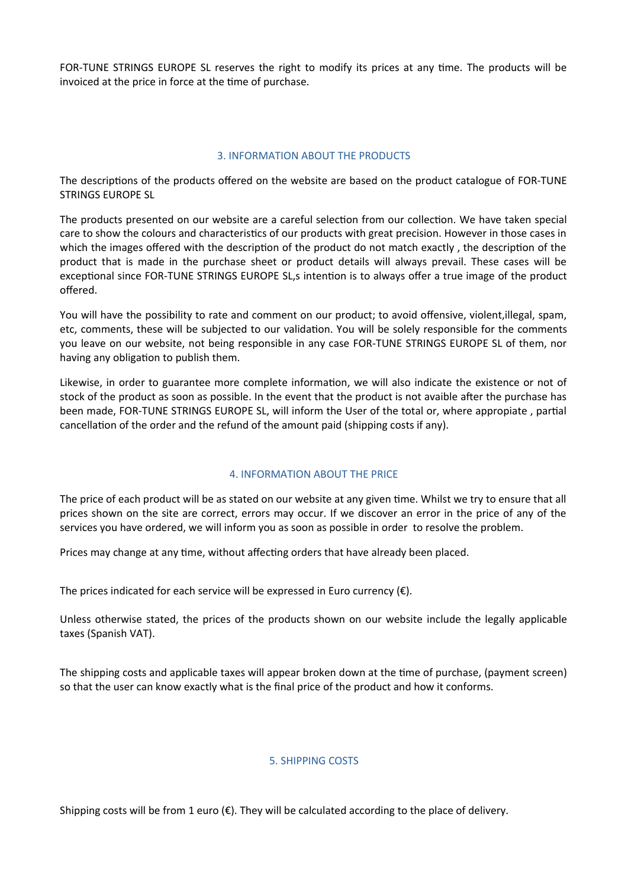FOR-TUNE STRINGS EUROPE SL reserves the right to modify its prices at any time. The products will be invoiced at the price in force at the time of purchase.

## 3. INFORMATION ABOUT THE PRODUCTS

The descriptions of the products offered on the website are based on the product catalogue of FOR-TUNE STRINGS EUROPE SL

The products presented on our website are a careful selection from our collection. We have taken special care to show the colours and characteristics of our products with great precision. However in those cases in which the images offered with the description of the product do not match exactly , the description of the product that is made in the purchase sheet or product details will always prevail. These cases will be exceptional since FOR-TUNE STRINGS EUROPE SL,s intention is to always offer a true image of the product offered.

You will have the possibility to rate and comment on our product; to avoid offensive, violent,illegal, spam, etc, comments, these will be subjected to our validation. You will be solely responsible for the comments you leave on our website, not being responsible in any case FOR-TUNE STRINGS EUROPE SL of them, nor having any obligation to publish them.

Likewise, in order to guarantee more complete information, we will also indicate the existence or not of stock of the product as soon as possible. In the event that the product is not avaible after the purchase has been made, FOR-TUNE STRINGS EUROPE SL, will inform the User of the total or, where appropiate , partial cancellation of the order and the refund of the amount paid (shipping costs if any).

## 4. INFORMATION ABOUT THE PRICE

The price of each product will be as stated on our website at any given time. Whilst we try to ensure that all prices shown on the site are correct, errors may occur. If we discover an error in the price of any of the services you have ordered, we will inform you as soon as possible in order to resolve the problem.

Prices may change at any time, without affecting orders that have already been placed.

The prices indicated for each service will be expressed in Euro currency (€).

Unless otherwise stated, the prices of the products shown on our website include the legally applicable taxes (Spanish VAT).

The shipping costs and applicable taxes will appear broken down at the time of purchase, (payment screen) so that the user can know exactly what is the final price of the product and how it conforms.

## 5. SHIPPING COSTS

Shipping costs will be from 1 euro (€). They will be calculated according to the place of delivery.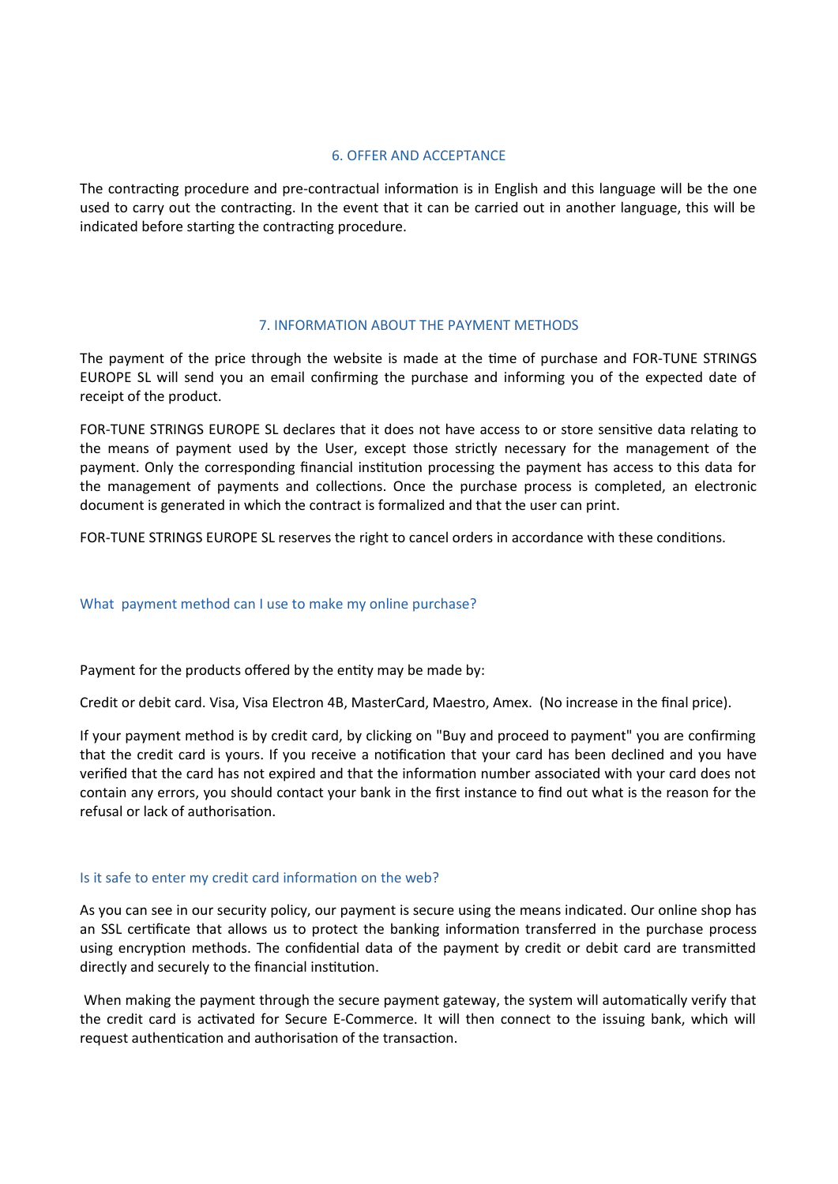## 6. OFFER AND ACCEPTANCE

The contracting procedure and pre-contractual information is in English and this language will be the one used to carry out the contracting. In the event that it can be carried out in another language, this will be indicated before starting the contracting procedure.

## 7. INFORMATION ABOUT THE PAYMENT METHODS

The payment of the price through the website is made at the time of purchase and FOR-TUNE STRINGS EUROPE SL will send you an email confirming the purchase and informing you of the expected date of receipt of the product.

FOR-TUNE STRINGS EUROPE SL declares that it does not have access to or store sensitive data relating to the means of payment used by the User, except those strictly necessary for the management of the payment. Only the corresponding financial institution processing the payment has access to this data for the management of payments and collections. Once the purchase process is completed, an electronic document is generated in which the contract is formalized and that the user can print.

FOR-TUNE STRINGS EUROPE SL reserves the right to cancel orders in accordance with these conditions.

### What payment method can I use to make my online purchase?

Payment for the products offered by the entity may be made by:

Credit or debit card. Visa, Visa Electron 4B, MasterCard, Maestro, Amex. (No increase in the final price).

If your payment method is by credit card, by clicking on "Buy and proceed to payment" you are confirming that the credit card is yours. If you receive a notification that your card has been declined and you have verified that the card has not expired and that the information number associated with your card does not contain any errors, you should contact your bank in the first instance to find out what is the reason for the refusal or lack of authorisation.

### Is it safe to enter my credit card information on the web?

As you can see in our security policy, our payment is secure using the means indicated. Our online shop has an SSL certificate that allows us to protect the banking information transferred in the purchase process using encryption methods. The confidential data of the payment by credit or debit card are transmitted directly and securely to the financial institution.

When making the payment through the secure payment gateway, the system will automatically verify that the credit card is activated for Secure E-Commerce. It will then connect to the issuing bank, which will request authentication and authorisation of the transaction.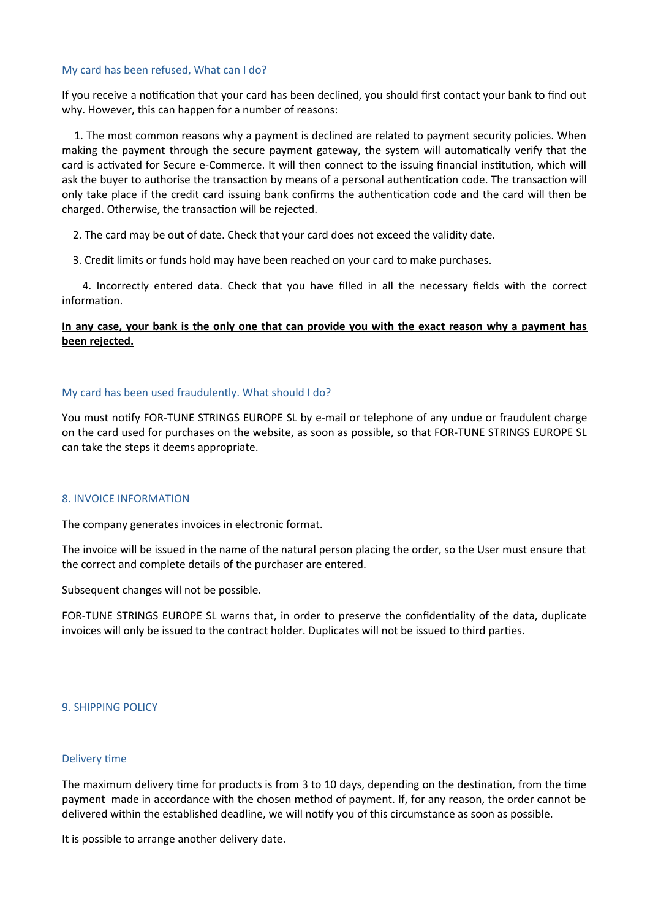### My card has been refused, What can I do?

If you receive a notification that your card has been declined, you should first contact your bank to find out why. However, this can happen for a number of reasons:

1. The most common reasons why a payment is declined are related to payment security policies. When making the payment through the secure payment gateway, the system will automatically verify that the card is activated for Secure e-Commerce. It will then connect to the issuing financial institution, which will ask the buyer to authorise the transaction by means of a personal authentication code. The transaction will only take place if the credit card issuing bank confirms the authentication code and the card will then be charged. Otherwise, the transaction will be rejected.

2. The card may be out of date. Check that your card does not exceed the validity date.

3. Credit limits or funds hold may have been reached on your card to make purchases.

4. Incorrectly entered data. Check that you have filled in all the necessary fields with the correct information.

**<u>In any case, your bank is the only one that can provide you with the exact reason why a payment has been rejected.</u>**

### My card has been used fraudulently. What should I do?

You must notify FOR-TUNE STRINGS EUROPE SL by e-mail or telephone of any undue or fraudulent charge on the card used for purchases on the website, as soon as possible, so that FOR-TUNE STRINGS EUROPE SL can take the steps it deems appropriate.

## 8. INVOICE INFORMATION

The company generates invoices in electronic format.

The invoice will be issued in the name of the natural person placing the order, so the User must ensure that the correct and complete details of the purchaser are entered.

Subsequent changes will not be possible.

FOR-TUNE STRINGS EUROPE SL warns that, in order to preserve the confidentiality of the data, duplicate invoices will only be issued to the contract holder. Duplicates will not be issued to third parties.

## 9. SHIPPING POLICY

### Delivery time

The maximum delivery time for products is from 3 to 10 days, depending on the destination, from the time payment made in accordance with the chosen method of payment. If, for any reason, the order cannot be delivered within the established deadline, we will notify you of this circumstance as soon as possible.

It is possible to arrange another delivery date.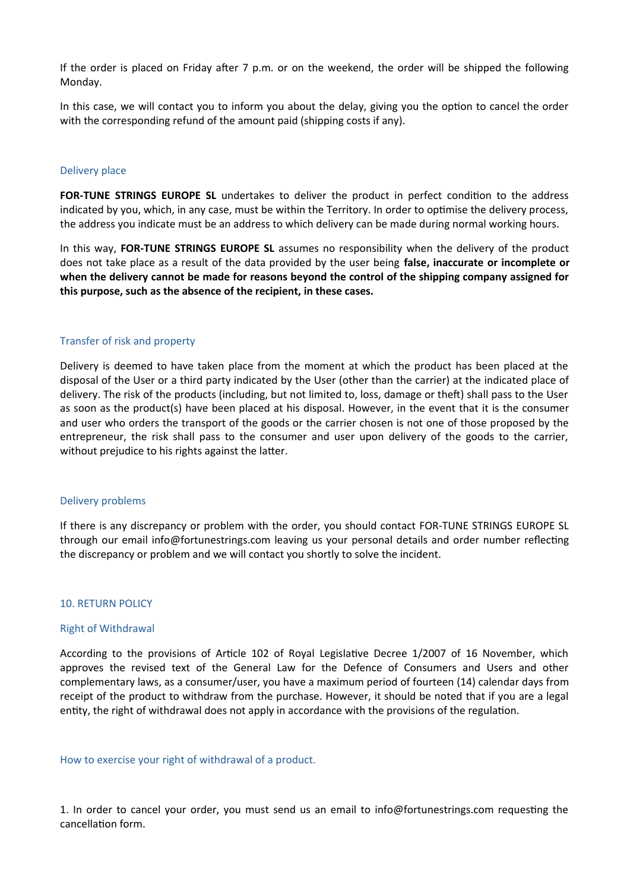If the order is placed on Friday after 7 p.m. or on the weekend, the order will be shipped the following Monday.

In this case, we will contact you to inform you about the delay, giving you the option to cancel the order with the corresponding refund of the amount paid (shipping costs if any).

### Delivery place

**FOR-TUNE STRINGS EUROPE SL** undertakes to deliver the product in perfect condition to the address indicated by you, which, in any case, must be within the Territory. In order to optimise the delivery process, the address you indicate must be an address to which delivery can be made during normal working hours.

In this way, **FOR-TUNE STRINGS EUROPE SL** assumes no responsibility when the delivery of the product does not take place as a result of the data provided by the user being **false, inaccurate or incomplete or when the delivery cannot be made for reasons beyond the control of the shipping company assigned for this purpose, such as the absence of the recipient, in these cases.**

### Transfer of risk and property

Delivery is deemed to have taken place from the moment at which the product has been placed at the disposal of the User or a third party indicated by the User (other than the carrier) at the indicated place of delivery. The risk of the products (including, but not limited to, loss, damage or theft) shall pass to the User as soon as the product(s) have been placed at his disposal. However, in the event that it is the consumer and user who orders the transport of the goods or the carrier chosen is not one of those proposed by the entrepreneur, the risk shall pass to the consumer and user upon delivery of the goods to the carrier, without prejudice to his rights against the latter.

### Delivery problems

If there is any discrepancy or problem with the order, you should contact FOR-TUNE STRINGS EUROPE SL through our email info@fortunestrings.com leaving us your personal details and order number reflecting the discrepancy or problem and we will contact you shortly to solve the incident.

## 10. RETURN POLICY

### Right of Withdrawal

According to the provisions of Article 102 of Royal Legislative Decree 1/2007 of 16 November, which approves the revised text of the General Law for the Defence of Consumers and Users and other complementary laws, as a consumer/user, you have a maximum period of fourteen (14) calendar days from receipt of the product to withdraw from the purchase. However, it should be noted that if you are a legal entity, the right of withdrawal does not apply in accordance with the provisions of the regulation.

### How to exercise your right of withdrawal of a product.

1. In order to cancel your order, you must send us an email to info@fortunestrings.com requesting the cancellation form.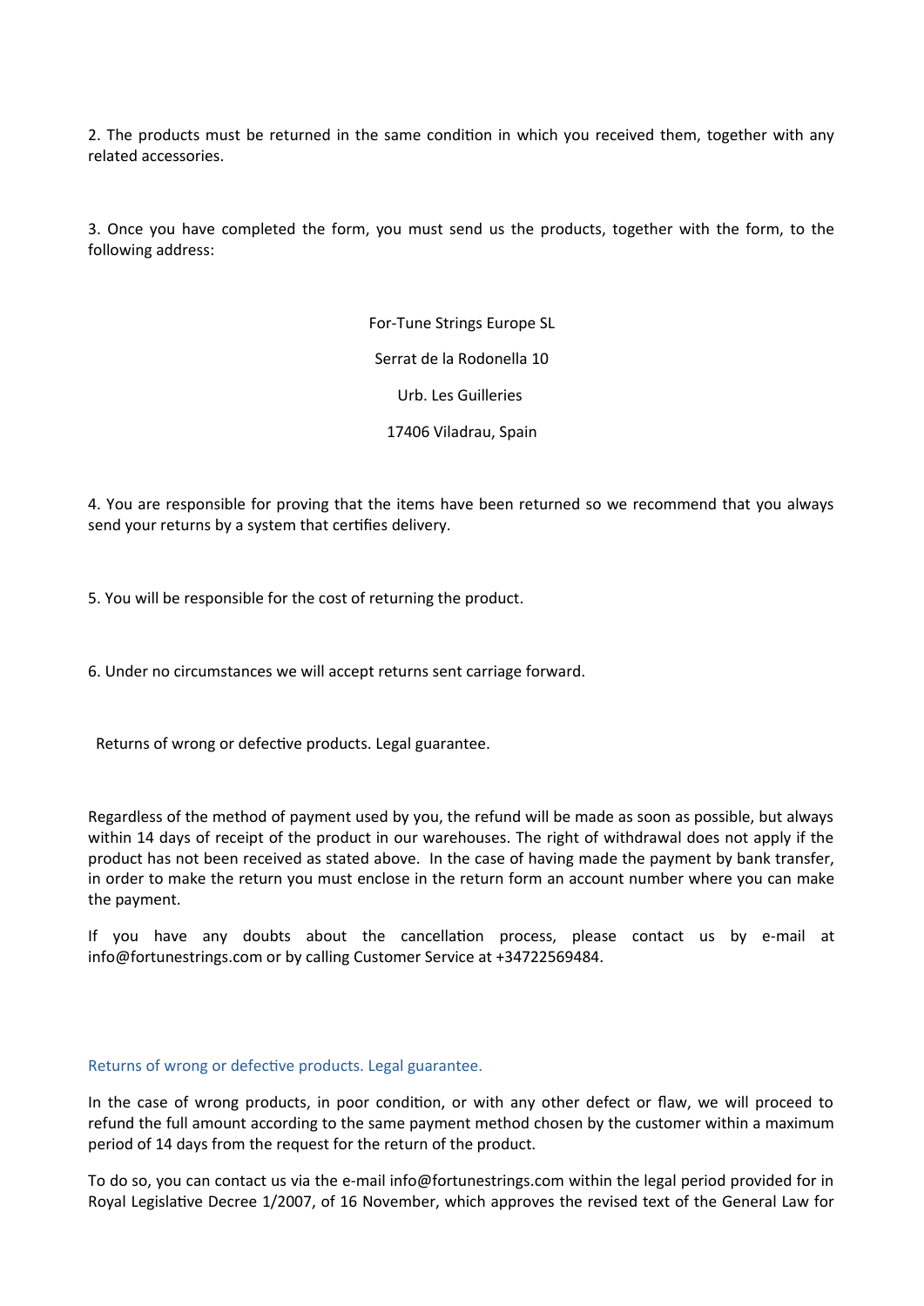2. The products must be returned in the same condition in which you received them, together with any related accessories.

3. Once you have completed the form, you must send us the products, together with the form, to the following address:

For-Tune Strings Europe SL

Serrat de la Rodonella 10

Urb. Les Guilleries

17406 Viladrau, Spain

4. You are responsible for proving that the items have been returned so we recommend that you always send your returns by a system that certifies delivery.

5. You will be responsible for the cost of returning the product.

6. Under no circumstances we will accept returns sent carriage forward.

Returns of wrong or defective products. Legal guarantee.

Regardless of the method of payment used by you, the refund will be made as soon as possible, but always within 14 days of receipt of the product in our warehouses. The right of withdrawal does not apply if the product has not been received as stated above. In the case of having made the payment by bank transfer, in order to make the return you must enclose in the return form an account number where you can make the payment.

If you have any doubts about the cancellation process, please contact us by e-mail at info@fortunestrings.com or by calling Customer Service at +34722569484.

## Returns of wrong or defective products. Legal guarantee.

In the case of wrong products, in poor condition, or with any other defect or flaw, we will proceed to refund the full amount according to the same payment method chosen by the customer within a maximum period of 14 days from the request for the return of the product.

To do so, you can contact us via the e-mail info@fortunestrings.com within the legal period provided for in Royal Legislative Decree 1/2007, of 16 November, which approves the revised text of the General Law for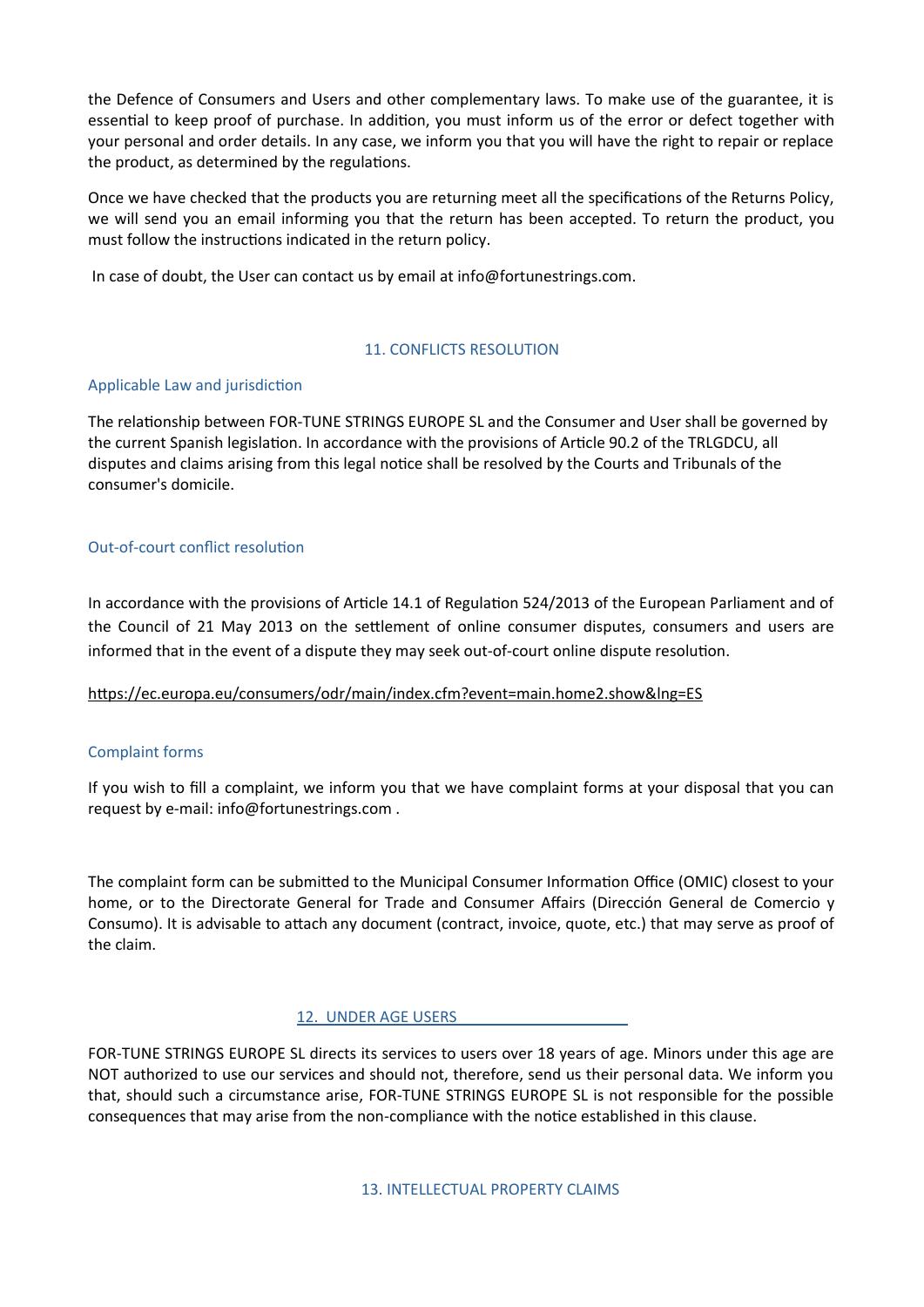the Defence of Consumers and Users and other complementary laws. To make use of the guarantee, it is essential to keep proof of purchase. In addition, you must inform us of the error or defect together with your personal and order details. In any case, we inform you that you will have the right to repair or replace the product, as determined by the regulations.

Once we have checked that the products you are returning meet all the specifications of the Returns Policy, we will send you an email informing you that the return has been accepted. To return the product, you must follow the instructions indicated in the return policy.

In case of doubt, the User can contact us by email at info@fortunestrings.com.

## 11. CONFLICTS RESOLUTION

### Applicable Law and jurisdiction

The relationship between FOR-TUNE STRINGS EUROPE SL and the Consumer and User shall be governed by the current Spanish legislation. In accordance with the provisions of Article 90.2 of the TRLGDCU, all disputes and claims arising from this legal notice shall be resolved by the Courts and Tribunals of the consumer's domicile.

### Out-of-court conflict resolution

In accordance with the provisions of Article 14.1 of Regulation 524/2013 of the European Parliament and of the Council of 21 May 2013 on the settlement of online consumer disputes, consumers and users are informed that in the event of a dispute they may seek out-of-court online dispute resolution.

https://ec.europa.eu/consumers/odr/main/index.cfm?event=main.home2.show&lng=ES

### Complaint forms

If you wish to fill a complaint, we inform you that we have complaint forms at your disposal that you can request by e-mail: info@fortunestrings.com .

The complaint form can be submitted to the Municipal Consumer Information Office (OMIC) closest to your home, or to the Directorate General for Trade and Consumer Affairs (Dirección General de Comercio y Consumo). It is advisable to attach any document (contract, invoice, quote, etc.) that may serve as proof of the claim.

## 12. UNDER AGE USERS

FOR-TUNE STRINGS EUROPE SL directs its services to users over 18 years of age. Minors under this age are NOT authorized to use our services and should not, therefore, send us their personal data. We inform you that, should such a circumstance arise, FOR-TUNE STRINGS EUROPE SL is not responsible for the possible consequences that may arise from the non-compliance with the notice established in this clause.

## 13. INTELLECTUAL PROPERTY CLAIMS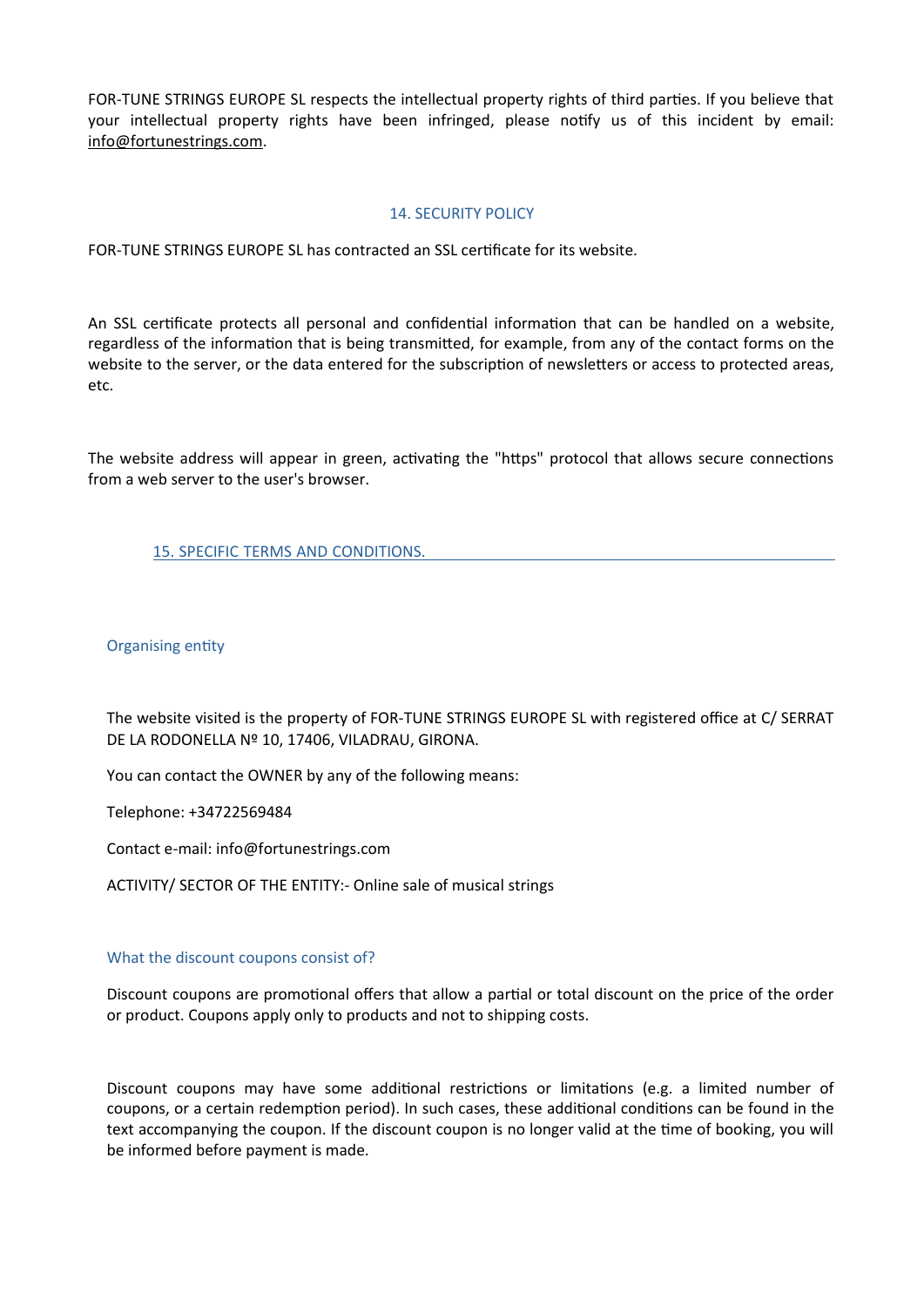FOR-TUNE STRINGS EUROPE SL respects the intellectual property rights of third parties. If you believe that your intellectual property rights have been infringed, please notify us of this incident by email: info@fortunestrings.com.

## 14. SECURITY POLICY

FOR-TUNE STRINGS EUROPE SL has contracted an SSL certificate for its website.

An SSL certificate protects all personal and confidential information that can be handled on a website, regardless of the information that is being transmitted, for example, from any of the contact forms on the website to the server, or the data entered for the subscription of newsletters or access to protected areas, etc.

The website address will appear in green, activating the "https" protocol that allows secure connections from a web server to the user's browser.

## 15. SPECIFIC TERMS AND CONDITIONS.

### Organising entity

The website visited is the property of FOR-TUNE STRINGS EUROPE SL with registered office at C/ SERRAT DE LA RODONELLA Nº 10, 17406, VILADRAU, GIRONA.

You can contact the OWNER by any of the following means:

Telephone: +34722569484

Contact e-mail: info@fortunestrings.com

ACTIVITY/ SECTOR OF THE ENTITY:- Online sale of musical strings

### What the discount coupons consist of?

Discount coupons are promotional offers that allow a partial or total discount on the price of the order or product. Coupons apply only to products and not to shipping costs.

Discount coupons may have some additional restrictions or limitations (e.g. a limited number of coupons, or a certain redemption period). In such cases, these additional conditions can be found in the text accompanying the coupon. If the discount coupon is no longer valid at the time of booking, you will be informed before payment is made.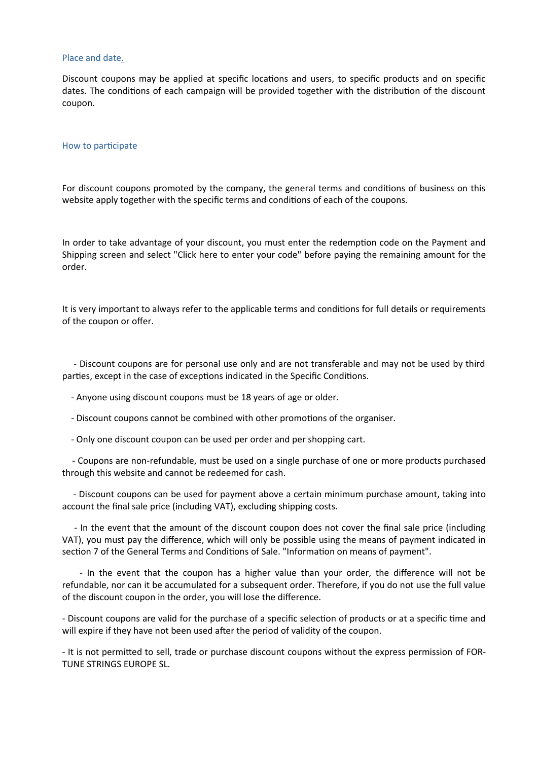## Place and date.

Discount coupons may be applied at specific locations and users, to specific products and on specific dates. The conditions of each campaign will be provided together with the distribution of the discount coupon.

## How to participate

For discount coupons promoted by the company, the general terms and conditions of business on this website apply together with the specific terms and conditions of each of the coupons.

In order to take advantage of your discount, you must enter the redemption code on the Payment and Shipping screen and select "Click here to enter your code" before paying the remaining amount for the order.

It is very important to always refer to the applicable terms and conditions for full details or requirements of the coupon or offer.

- Discount coupons are for personal use only and are not transferable and may not be used by third parties, except in the case of exceptions indicated in the Specific Conditions.
- Anyone using discount coupons must be 18 years of age or older.
- Discount coupons cannot be combined with other promotions of the organiser.
- Only one discount coupon can be used per order and per shopping cart.
- Coupons are non-refundable, must be used on a single purchase of one or more products purchased through this website and cannot be redeemed for cash.
- Discount coupons can be used for payment above a certain minimum purchase amount, taking into account the final sale price (including VAT), excluding shipping costs.
- In the event that the amount of the discount coupon does not cover the final sale price (including VAT), you must pay the difference, which will only be possible using the means of payment indicated in section 7 of the General Terms and Conditions of Sale. "Information on means of payment".
- In the event that the coupon has a higher value than your order, the difference will not be refundable, nor can it be accumulated for a subsequent order. Therefore, if you do not use the full value of the discount coupon in the order, you will lose the difference.
- Discount coupons are valid for the purchase of a specific selection of products or at a specific time and will expire if they have not been used after the period of validity of the coupon.
- It is not permitted to sell, trade or purchase discount coupons without the express permission of FORTUNE STRINGS EUROPE SL.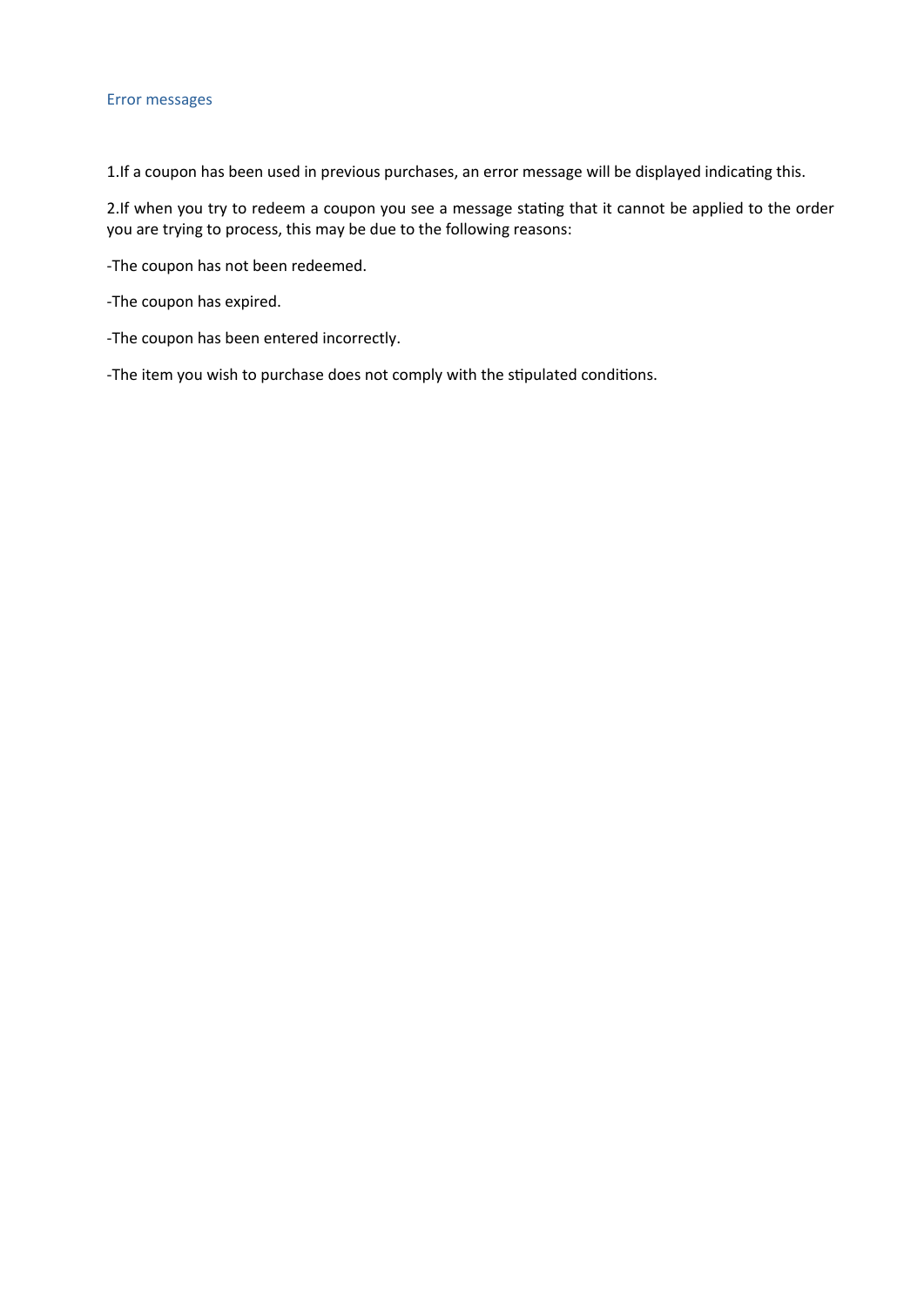## Error messages

1.If a coupon has been used in previous purchases, an error message will be displayed indicating this.

2.If when you try to redeem a coupon you see a message stating that it cannot be applied to the order you are trying to process, this may be due to the following reasons:

-The coupon has not been redeemed.

-The coupon has expired.

-The coupon has been entered incorrectly.

-The item you wish to purchase does not comply with the stipulated conditions.